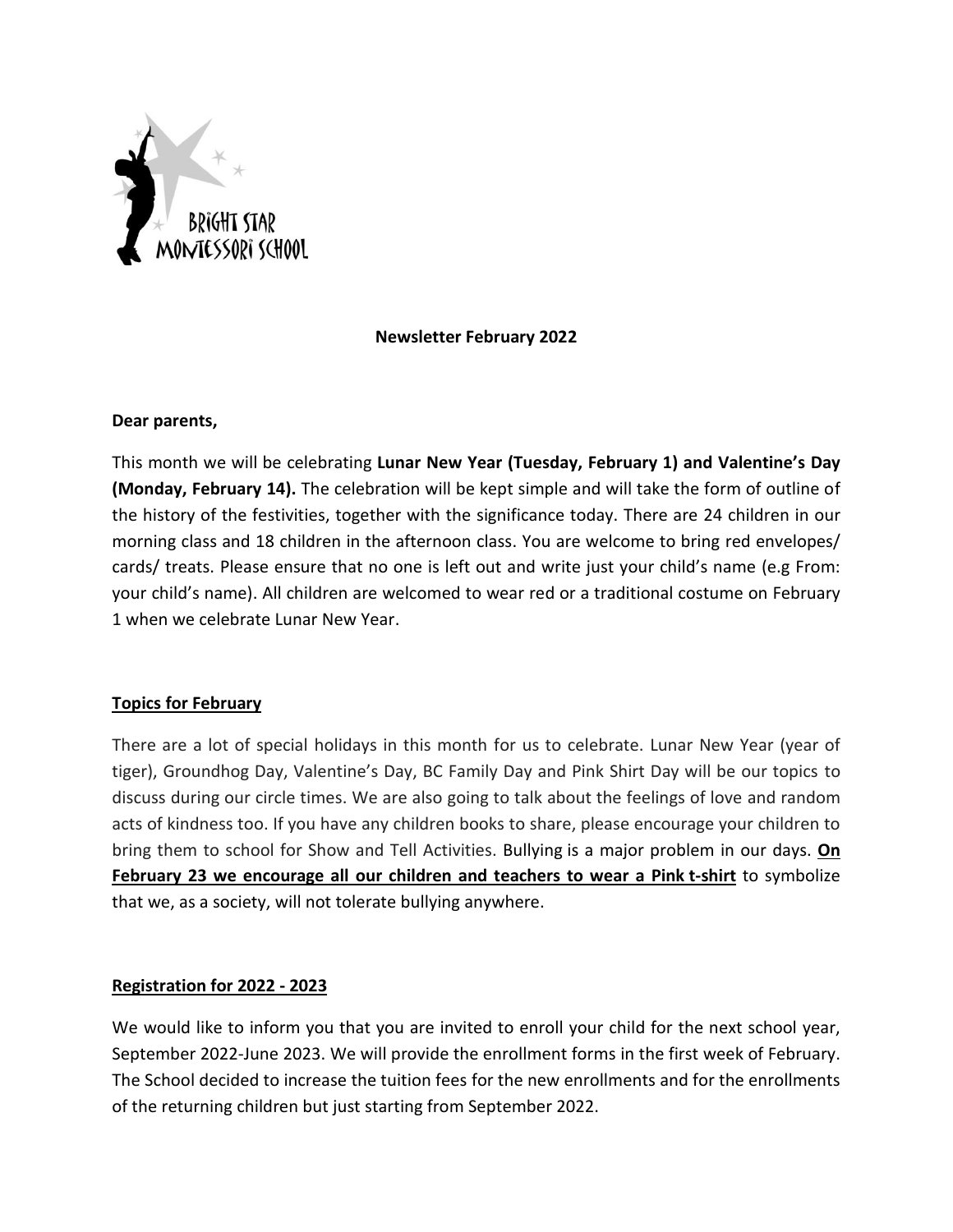BRIGHT STAR MONTESSORI SCHOOL

**Newsletter February 2022**

**Dear parents,**

This month we will be celebrating **Lunar New Year (Tuesday, February 1) and Valentine's Day (Monday, February 14).** The celebration will be kept simple and will take the form of outline of the history of the festivities, together with the significance today. There are 24 children in our morning class and 18 children in the afternoon class. You are welcome to bring red envelopes/ cards/ treats. Please ensure that no one is left out and write just your child's name (e.g From: your child's name). All children are welcomed to wear red or a traditional costume on February 1 when we celebrate Lunar New Year.

## Topics for February

There are a lot of special holidays in this month for us to celebrate. Lunar New Year (year of tiger), Groundhog Day, Valentine's Day, BC Family Day and Pink Shirt Day will be our topics to discuss during our circle times. We are also going to talk about the feelings of love and random acts of kindness too. If you have any children books to share, please encourage your children to bring them to school for Show and Tell Activities. Bullying is a major problem in our days. **On February 23 we encourage all our children and teachers to wear a Pink t-shirt** to symbolize that we, as a society, will not tolerate bullying anywhere.

## Registration for 2022 - 2023

We would like to inform you that you are invited to enroll your child for the next school year, September 2022-June 2023. We will provide the enrollment forms in the first week of February. The School decided to increase the tuition fees for the new enrollments and for the enrollments of the returning children but just starting from September 2022.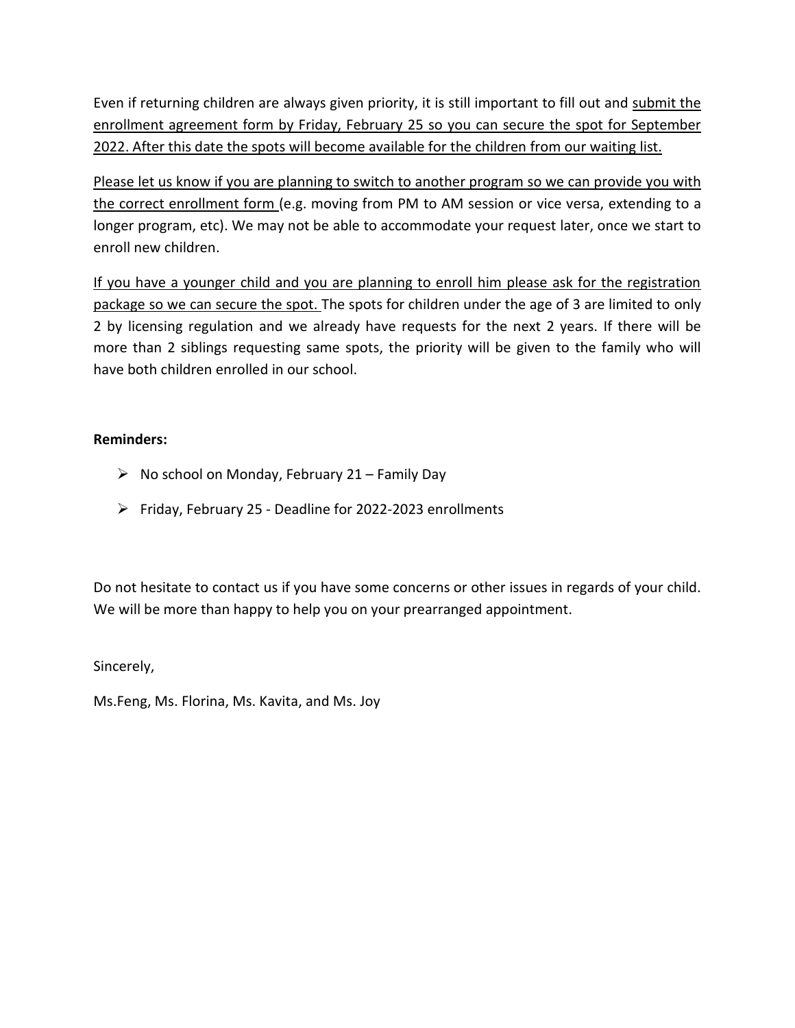Even if returning children are always given priority, it is still important to fill out and <u>submit the enrollment agreement form by Friday, February 25 so you can secure the spot for September 2022. After this date the spots will become available for the children from our waiting list.</u>

<u>Please let us know if you are planning to switch to another program so we can provide you with the correct enrollment form</u> (e.g. moving from PM to AM session or vice versa, extending to a longer program, etc). We may not be able to accommodate your request later, once we start to enroll new children.

<u>If you have a younger child and you are planning to enroll him please ask for the registration package so we can secure the spot.</u> The spots for children under the age of 3 are limited to only 2 by licensing regulation and we already have requests for the next 2 years. If there will be more than 2 siblings requesting same spots, the priority will be given to the family who will have both children enrolled in our school.

**Reminders:**

- No school on Monday, February 21 – Family Day
- Friday, February 25 - Deadline for 2022-2023 enrollments

Do not hesitate to contact us if you have some concerns or other issues in regards of your child. We will be more than happy to help you on your prearranged appointment.

Sincerely,

Ms.Feng, Ms. Florina, Ms. Kavita, and Ms. Joy